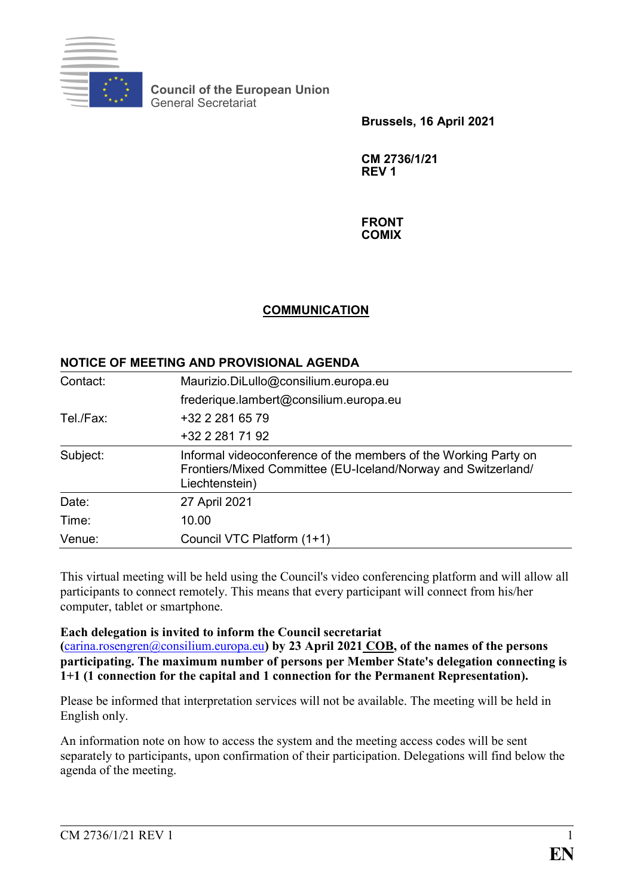**Council of the European Union**
General Secretariat

**Brussels, 16 April 2021**

**CM 2736/1/21**
**REV 1**

**FRONT**
**COMIX**

## COMMUNICATION

### NOTICE OF MEETING AND PROVISIONAL AGENDA

| | |
|---|---|
| Contact: | Maurizio.DiLullo@consilium.europa.eu |
| | frederique.lambert@consilium.europa.eu |
| Tel./Fax: | +32 2 281 65 79 |
| | +32 2 281 71 92 |
| Subject: | Informal videoconference of the members of the Working Party on Frontiers/Mixed Committee (EU-Iceland/Norway and Switzerland/ Liechtenstein) |
| Date: | 27 April 2021 |
| Time: | 10.00 |
| Venue: | Council VTC Platform (1+1) |

This virtual meeting will be held using the Council's video conferencing platform and will allow all participants to connect remotely. This means that every participant will connect from his/her computer, tablet or smartphone.

**Each delegation is invited to inform the Council secretariat (carina.rosengren@consilium.europa.eu) by 23 April 2021 COB, of the names of the persons participating. The maximum number of persons per Member State's delegation connecting is 1+1 (1 connection for the capital and 1 connection for the Permanent Representation).**

Please be informed that interpretation services will not be available. The meeting will be held in English only.

An information note on how to access the system and the meeting access codes will be sent separately to participants, upon confirmation of their participation. Delegations will find below the agenda of the meeting.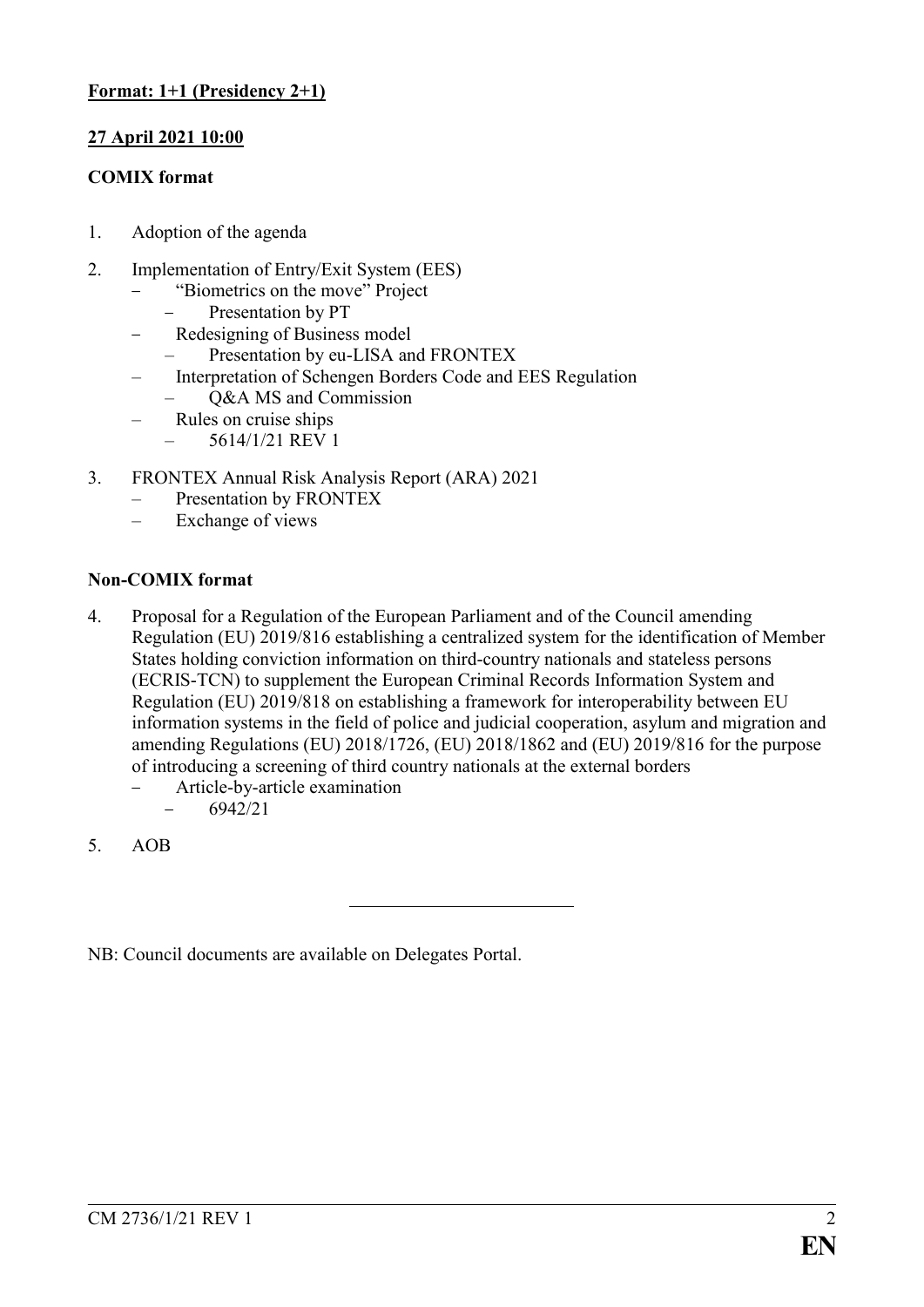**Format: 1+1 (Presidency 2+1)**

**27 April 2021 10:00**

**COMIX format**

1. Adoption of the agenda

2. Implementation of Entry/Exit System (EES)
   - "Biometrics on the move" Project
     - Presentation by PT
   - Redesigning of Business model
     - Presentation by eu-LISA and FRONTEX
   - Interpretation of Schengen Borders Code and EES Regulation
     - Q&A MS and Commission
   - Rules on cruise ships
     - 5614/1/21 REV 1

3. FRONTEX Annual Risk Analysis Report (ARA) 2021
   - Presentation by FRONTEX
   - Exchange of views

**Non-COMIX format**

4. Proposal for a Regulation of the European Parliament and of the Council amending Regulation (EU) 2019/816 establishing a centralized system for the identification of Member States holding conviction information on third-country nationals and stateless persons (ECRIS-TCN) to supplement the European Criminal Records Information System and Regulation (EU) 2019/818 on establishing a framework for interoperability between EU information systems in the field of police and judicial cooperation, asylum and migration and amending Regulations (EU) 2018/1726, (EU) 2018/1862 and (EU) 2019/816 for the purpose of introducing a screening of third country nationals at the external borders
   - Article-by-article examination
     - 6942/21

5. AOB

---

NB: Council documents are available on Delegates Portal.